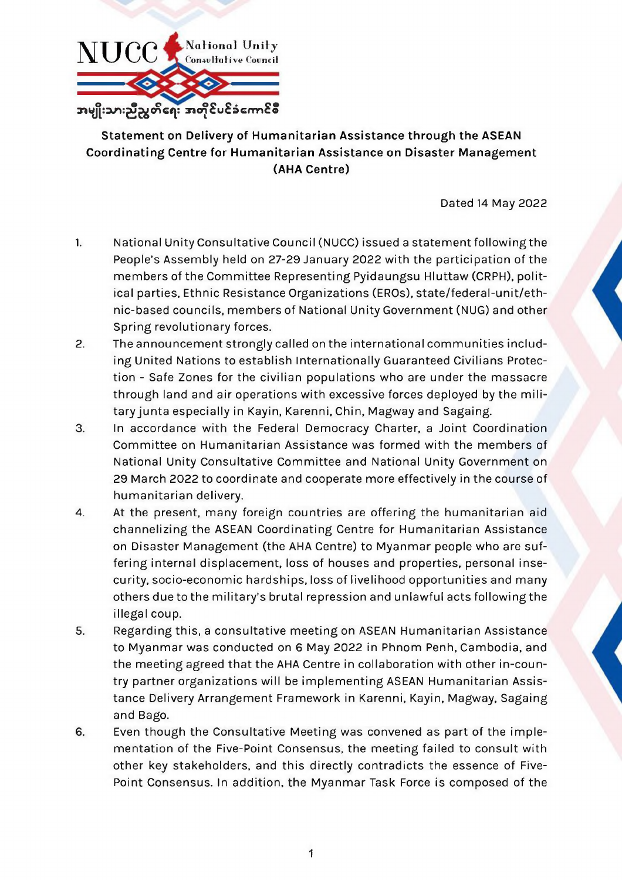NUCC National Unity Consultative Council

အမျိုးသားညီညွတ်ရေး အတိုင်ပင်ခံကောင်စီ

**Statement on Delivery of Humanitarian Assistance through the ASEAN Coordinating Centre for Humanitarian Assistance on Disaster Management (AHA Centre)**

Dated 14 May 2022

1. National Unity Consultative Council (NUCC) issued a statement following the People's Assembly held on 27-29 January 2022 with the participation of the members of the Committee Representing Pyidaungsu Hluttaw (CRPH), political parties, Ethnic Resistance Organizations (EROs), state/federal-unit/ethnic-based councils, members of National Unity Government (NUG) and other Spring revolutionary forces.
2. The announcement strongly called on the international communities including United Nations to establish Internationally Guaranteed Civilians Protection - Safe Zones for the civilian populations who are under the massacre through land and air operations with excessive forces deployed by the military junta especially in Kayin, Karenni, Chin, Magway and Sagaing.
3. In accordance with the Federal Democracy Charter, a Joint Coordination Committee on Humanitarian Assistance was formed with the members of National Unity Consultative Committee and National Unity Government on 29 March 2022 to coordinate and cooperate more effectively in the course of humanitarian delivery.
4. At the present, many foreign countries are offering the humanitarian aid channelizing the ASEAN Coordinating Centre for Humanitarian Assistance on Disaster Management (the AHA Centre) to Myanmar people who are suffering internal displacement, loss of houses and properties, personal insecurity, socio-economic hardships, loss of livelihood opportunities and many others due to the military's brutal repression and unlawful acts following the illegal coup.
5. Regarding this, a consultative meeting on ASEAN Humanitarian Assistance to Myanmar was conducted on 6 May 2022 in Phnom Penh, Cambodia, and the meeting agreed that the AHA Centre in collaboration with other in-country partner organizations will be implementing ASEAN Humanitarian Assistance Delivery Arrangement Framework in Karenni, Kayin, Magway, Sagaing and Bago.
6. Even though the Consultative Meeting was convened as part of the implementation of the Five-Point Consensus, the meeting failed to consult with other key stakeholders, and this directly contradicts the essence of Five-Point Consensus. In addition, the Myanmar Task Force is composed of the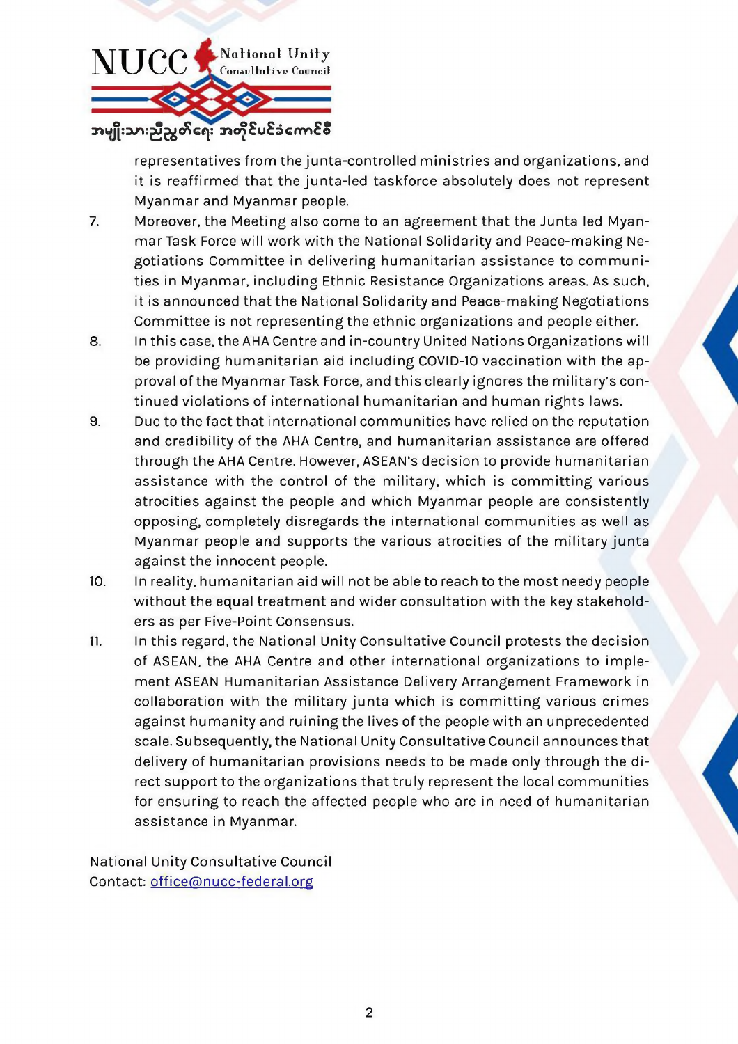representatives from the junta-controlled ministries and organizations, and it is reaffirmed that the junta-led taskforce absolutely does not represent Myanmar and Myanmar people.

7. Moreover, the Meeting also come to an agreement that the Junta led Myanmar Task Force will work with the National Solidarity and Peace-making Negotiations Committee in delivering humanitarian assistance to communities in Myanmar, including Ethnic Resistance Organizations areas. As such, it is announced that the National Solidarity and Peace-making Negotiations Committee is not representing the ethnic organizations and people either.
8. In this case, the AHA Centre and in-country United Nations Organizations will be providing humanitarian aid including COVID-10 vaccination with the approval of the Myanmar Task Force, and this clearly ignores the military's continued violations of international humanitarian and human rights laws.
9. Due to the fact that international communities have relied on the reputation and credibility of the AHA Centre, and humanitarian assistance are offered through the AHA Centre. However, ASEAN's decision to provide humanitarian assistance with the control of the military, which is committing various atrocities against the people and which Myanmar people are consistently opposing, completely disregards the international communities as well as Myanmar people and supports the various atrocities of the military junta against the innocent people.
10. In reality, humanitarian aid will not be able to reach to the most needy people without the equal treatment and wider consultation with the key stakeholders as per Five-Point Consensus.
11. In this regard, the National Unity Consultative Council protests the decision of ASEAN, the AHA Centre and other international organizations to implement ASEAN Humanitarian Assistance Delivery Arrangement Framework in collaboration with the military junta which is committing various crimes against humanity and ruining the lives of the people with an unprecedented scale. Subsequently, the National Unity Consultative Council announces that delivery of humanitarian provisions needs to be made only through the direct support to the organizations that truly represent the local communities for ensuring to reach the affected people who are in need of humanitarian assistance in Myanmar.

National Unity Consultative Council
Contact: office@nucc-federal.org